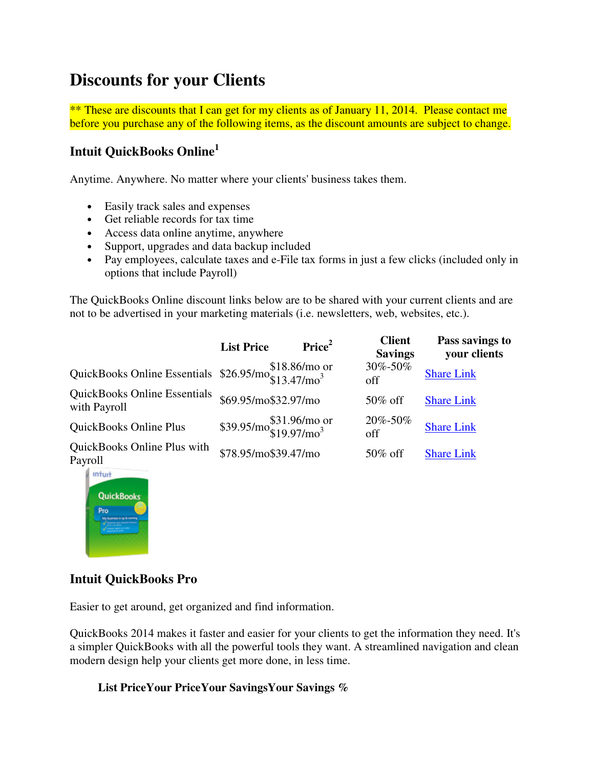# Discounts for your Clients

** These are discounts that I can get for my clients as of January 11, 2014. Please contact me before you purchase any of the following items, as the discount amounts are subject to change.

## Intuit QuickBooks Online[1]

Anytime. Anywhere. No matter where your clients' business takes them.

- Easily track sales and expenses
- Get reliable records for tax time
- Access data online anytime, anywhere
- Support, upgrades and data backup included
- Pay employees, calculate taxes and e-File tax forms in just a few clicks (included only in options that include Payroll)

The QuickBooks Online discount links below are to be shared with your current clients and are not to be advertised in your marketing materials (i.e. newsletters, web, websites, etc.).

| | List Price | Price[2] | Client Savings | Pass savings to your clients |
|---|---|---|---|---|
| QuickBooks Online Essentials | $26.95/mo | $18.86/mo or $13.47/mo[3] | 30%-50% off | Share Link |
| QuickBooks Online Essentials with Payroll | $69.95/mo | $32.97/mo | 50% off | Share Link |
| QuickBooks Online Plus | $39.95/mo | $31.96/mo or $19.97/mo[3] | 20%-50% off | Share Link |
| QuickBooks Online Plus with Payroll | $78.95/mo | $39.47/mo | 50% off | Share Link |

## Intuit QuickBooks Pro

Easier to get around, get organized and find information.

QuickBooks 2014 makes it faster and easier for your clients to get the information they need. It's a simpler QuickBooks with all the powerful tools they want. A streamlined navigation and clean modern design help your clients get more done, in less time.

| List Price | Your Price | Your Savings | Your Savings % |
|---|---|---|---|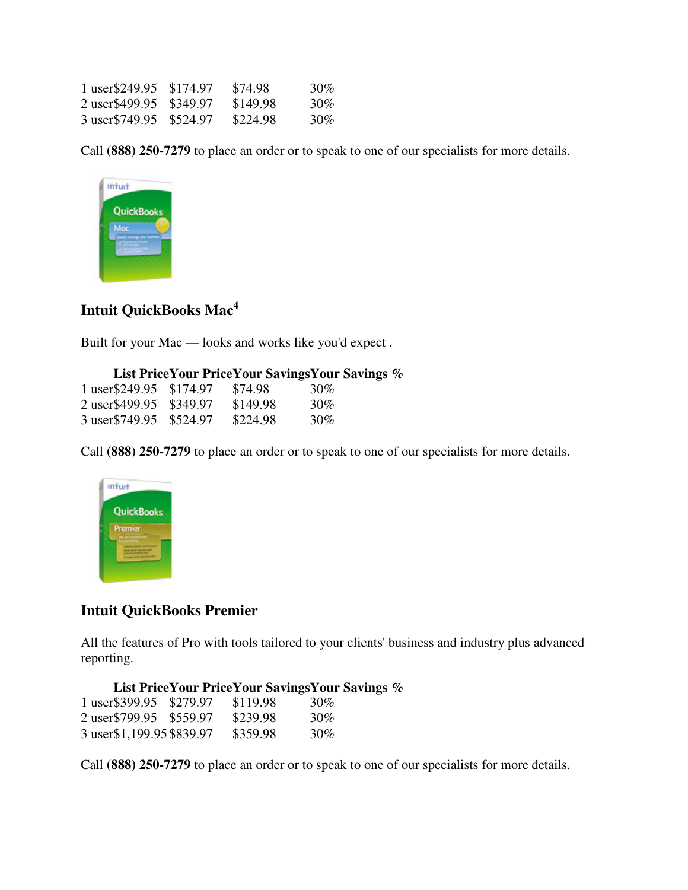| | List Price | Your Price | Your Savings | Your Savings % |
|---|---|---|---|---|
| 1 user | $249.95 | $174.97 | $74.98 | 30% |
| 2 user | $499.95 | $349.97 | $149.98 | 30% |
| 3 user | $749.95 | $524.97 | $224.98 | 30% |

Call **(888) 250-7279** to place an order or to speak to one of our specialists for more details.

### Intuit QuickBooks Mac[4]

Built for your Mac — looks and works like you'd expect .

| | List Price | Your Price | Your Savings | Your Savings % |
|---|---|---|---|---|
| 1 user | $249.95 | $174.97 | $74.98 | 30% |
| 2 user | $499.95 | $349.97 | $149.98 | 30% |
| 3 user | $749.95 | $524.97 | $224.98 | 30% |

Call **(888) 250-7279** to place an order or to speak to one of our specialists for more details.

### Intuit QuickBooks Premier

All the features of Pro with tools tailored to your clients' business and industry plus advanced reporting.

| | List Price | Your Price | Your Savings | Your Savings % |
|---|---|---|---|---|
| 1 user | $399.95 | $279.97 | $119.98 | 30% |
| 2 user | $799.95 | $559.97 | $239.98 | 30% |
| 3 user | $1,199.95 | $839.97 | $359.98 | 30% |

Call **(888) 250-7279** to place an order or to speak to one of our specialists for more details.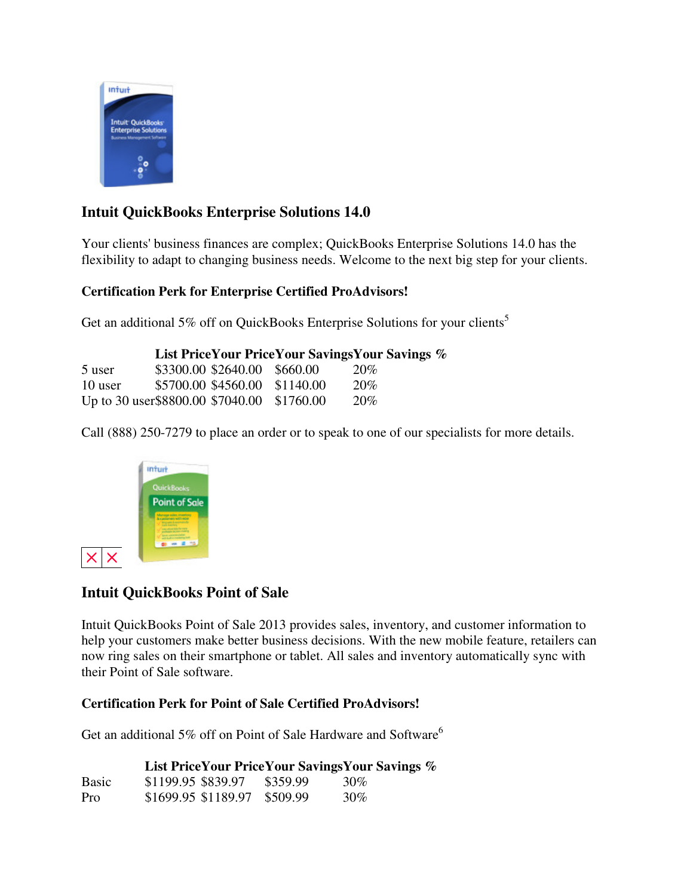## Intuit QuickBooks Enterprise Solutions 14.0

Your clients' business finances are complex; QuickBooks Enterprise Solutions 14.0 has the flexibility to adapt to changing business needs. Welcome to the next big step for your clients.

**Certification Perk for Enterprise Certified ProAdvisors!**

Get an additional 5% off on QuickBooks Enterprise Solutions for your clients[5]

| | List Price | Your Price | Your Savings | Your Savings % |
|---|---|---|---|---|
| 5 user | $3300.00 | $2640.00 | $660.00 | 20% |
| 10 user | $5700.00 | $4560.00 | $1140.00 | 20% |
| Up to 30 user | $8800.00 | $7040.00 | $1760.00 | 20% |

Call (888) 250-7279 to place an order or to speak to one of our specialists for more details.

## Intuit QuickBooks Point of Sale

Intuit QuickBooks Point of Sale 2013 provides sales, inventory, and customer information to help your customers make better business decisions. With the new mobile feature, retailers can now ring sales on their smartphone or tablet. All sales and inventory automatically sync with their Point of Sale software.

**Certification Perk for Point of Sale Certified ProAdvisors!**

Get an additional 5% off on Point of Sale Hardware and Software[6]

| | List Price | Your Price | Your Savings | Your Savings % |
|---|---|---|---|---|
| Basic | $1199.95 | $839.97 | $359.99 | 30% |
| Pro | $1699.95 | $1189.97 | $509.99 | 30% |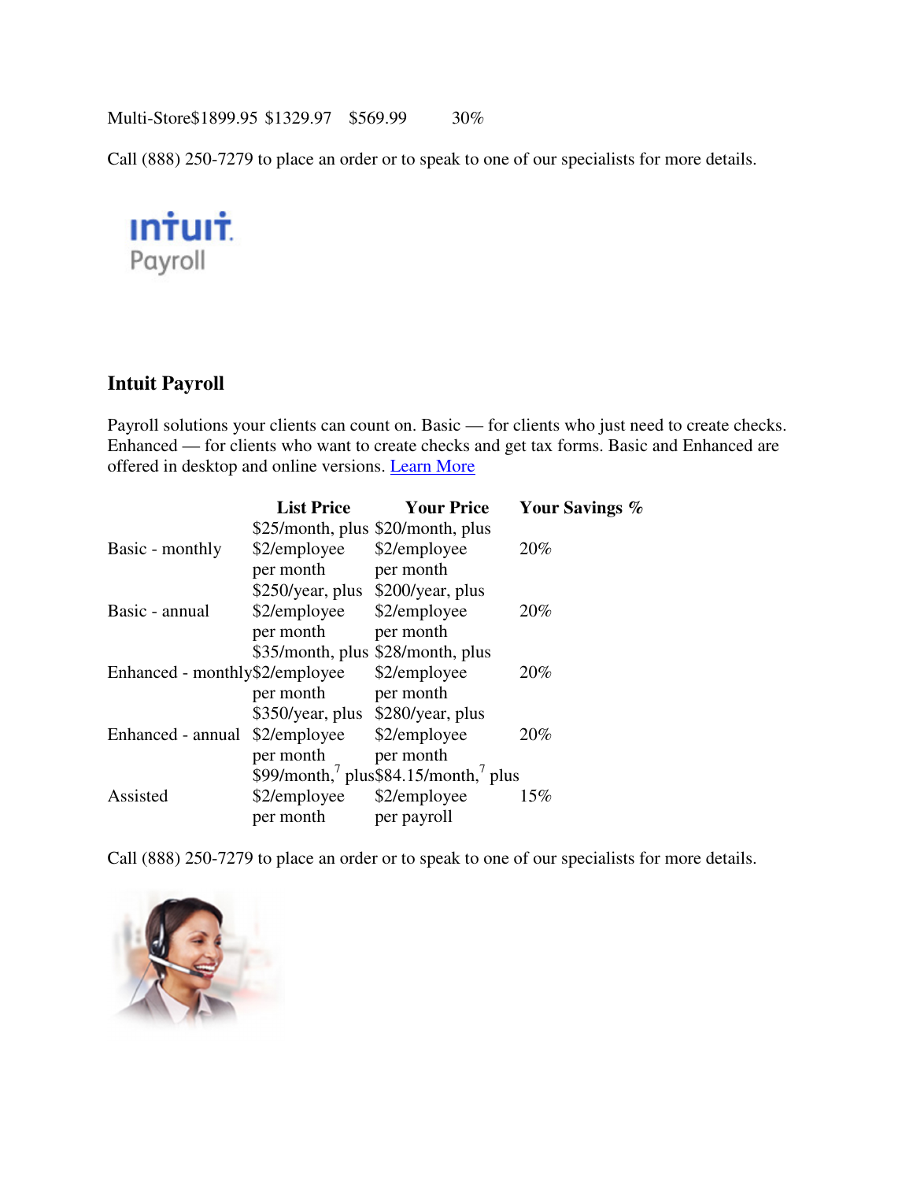| Multi-Store | $1899.95 | $1329.97 | $569.99 | 30% |
|---|---|---|---|---|

Call (888) 250-7279 to place an order or to speak to one of our specialists for more details.

### Intuit Payroll

Payroll solutions your clients can count on. Basic — for clients who just need to create checks. Enhanced — for clients who want to create checks and get tax forms. Basic and Enhanced are offered in desktop and online versions. Learn More

| | List Price | Your Price | Your Savings % |
|---|---|---|---|
| Basic - monthly | $25/month, plus $2/employee per month | $20/month, plus $2/employee per month | 20% |
| Basic - annual | $250/year, plus $2/employee per month | $200/year, plus $2/employee per month | 20% |
| Enhanced - monthly | $35/month, plus $2/employee per month | $28/month, plus $2/employee per month | 20% |
| Enhanced - annual | $350/year, plus $2/employee per month | $280/year, plus $2/employee per month | 20% |
| Assisted | $99/month,[7] plus $2/employee per month | $84.15/month,[7] plus $2/employee per payroll | 15% |

Call (888) 250-7279 to place an order or to speak to one of our specialists for more details.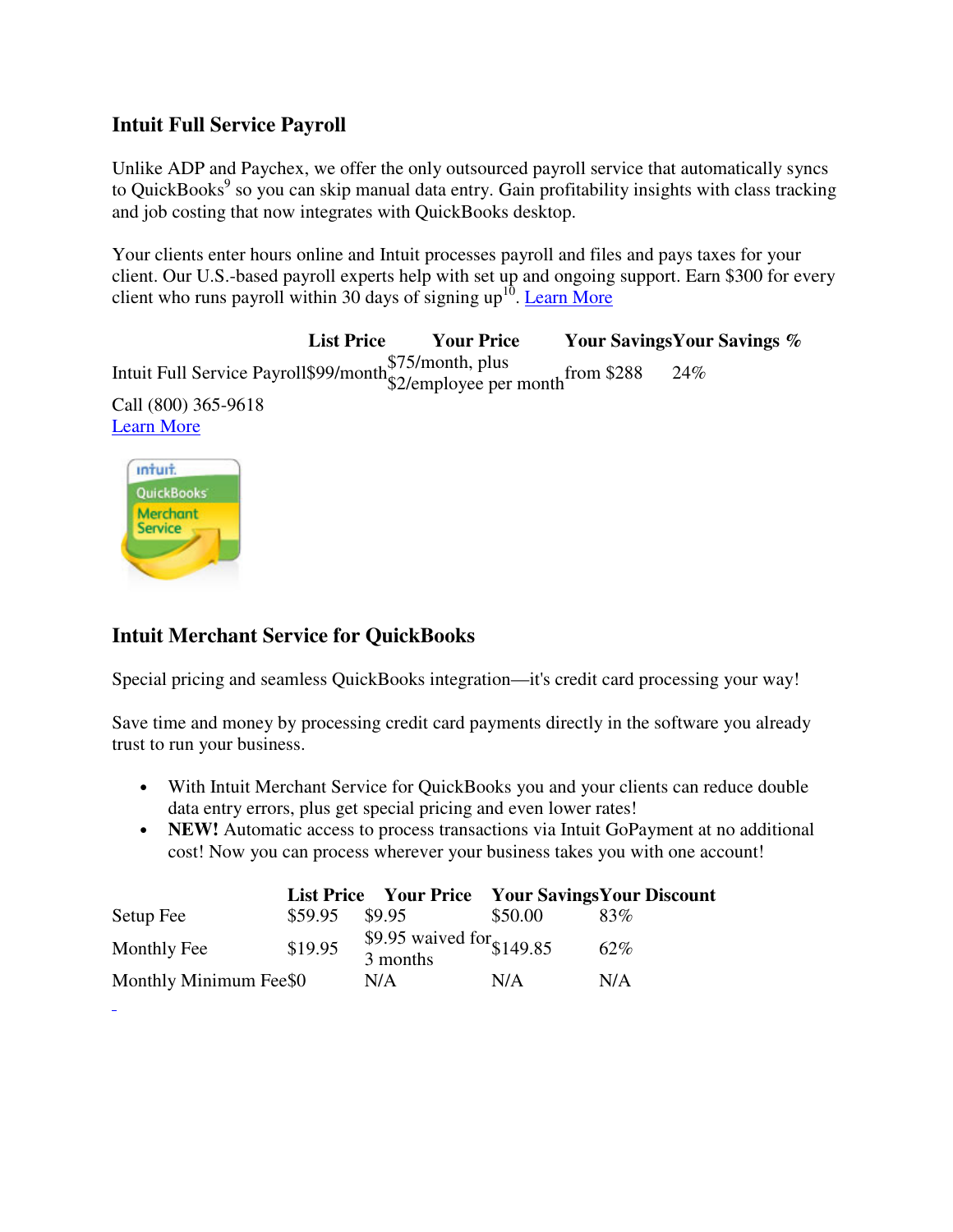### Intuit Full Service Payroll

Unlike ADP and Paychex, we offer the only outsourced payroll service that automatically syncs to QuickBooks[9] so you can skip manual data entry. Gain profitability insights with class tracking and job costing that now integrates with QuickBooks desktop.

Your clients enter hours online and Intuit processes payroll and files and pays taxes for your client. Our U.S.-based payroll experts help with set up and ongoing support. Earn $300 for every client who runs payroll within 30 days of signing up[10]. Learn More

| | List Price | Your Price | Your Savings | Your Savings % |
|---|---|---|---|---|
| Intuit Full Service Payroll | $99/month | $75/month, plus $2/employee per month | from $288 | 24% |

Call (800) 365-9618
Learn More

### Intuit Merchant Service for QuickBooks

Special pricing and seamless QuickBooks integration—it's credit card processing your way!

Save time and money by processing credit card payments directly in the software you already trust to run your business.

- With Intuit Merchant Service for QuickBooks you and your clients can reduce double data entry errors, plus get special pricing and even lower rates!
- **NEW!** Automatic access to process transactions via Intuit GoPayment at no additional cost! Now you can process wherever your business takes you with one account!

| | List Price | Your Price | Your Savings | Your Discount |
|---|---|---|---|---|
| Setup Fee | $59.95 | $9.95 | $50.00 | 83% |
| Monthly Fee | $19.95 | $9.95 waived for 3 months | $149.85 | 62% |
| Monthly Minimum Fee | $0 | N/A | N/A | N/A |